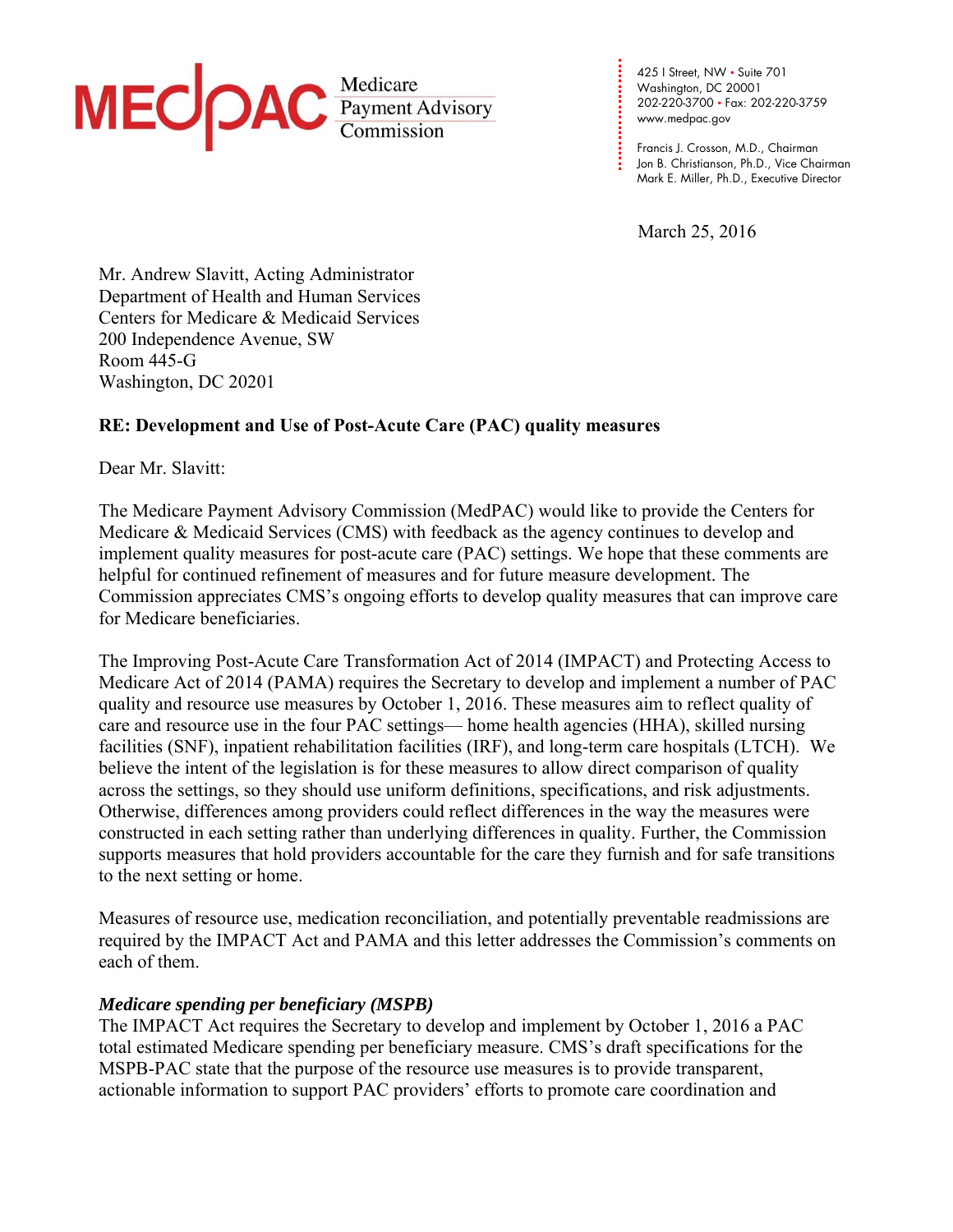MEDPAC Medicare Payment Advisory Commission

425 I Street, NW • Suite 701
Washington, DC 20001
202-220-3700 • Fax: 202-220-3759
www.medpac.gov

Francis J. Crosson, M.D., Chairman
Jon B. Christianson, Ph.D., Vice Chairman
Mark E. Miller, Ph.D., Executive Director

March 25, 2016

Mr. Andrew Slavitt, Acting Administrator
Department of Health and Human Services
Centers for Medicare & Medicaid Services
200 Independence Avenue, SW
Room 445-G
Washington, DC 20201

**RE: Development and Use of Post-Acute Care (PAC) quality measures**

Dear Mr. Slavitt:

The Medicare Payment Advisory Commission (MedPAC) would like to provide the Centers for Medicare & Medicaid Services (CMS) with feedback as the agency continues to develop and implement quality measures for post-acute care (PAC) settings. We hope that these comments are helpful for continued refinement of measures and for future measure development. The Commission appreciates CMS's ongoing efforts to develop quality measures that can improve care for Medicare beneficiaries.

The Improving Post-Acute Care Transformation Act of 2014 (IMPACT) and Protecting Access to Medicare Act of 2014 (PAMA) requires the Secretary to develop and implement a number of PAC quality and resource use measures by October 1, 2016. These measures aim to reflect quality of care and resource use in the four PAC settings— home health agencies (HHA), skilled nursing facilities (SNF), inpatient rehabilitation facilities (IRF), and long-term care hospitals (LTCH). We believe the intent of the legislation is for these measures to allow direct comparison of quality across the settings, so they should use uniform definitions, specifications, and risk adjustments. Otherwise, differences among providers could reflect differences in the way the measures were constructed in each setting rather than underlying differences in quality. Further, the Commission supports measures that hold providers accountable for the care they furnish and for safe transitions to the next setting or home.

Measures of resource use, medication reconciliation, and potentially preventable readmissions are required by the IMPACT Act and PAMA and this letter addresses the Commission's comments on each of them.

***Medicare spending per beneficiary (MSPB)***

The IMPACT Act requires the Secretary to develop and implement by October 1, 2016 a PAC total estimated Medicare spending per beneficiary measure. CMS's draft specifications for the MSPB-PAC state that the purpose of the resource use measures is to provide transparent, actionable information to support PAC providers' efforts to promote care coordination and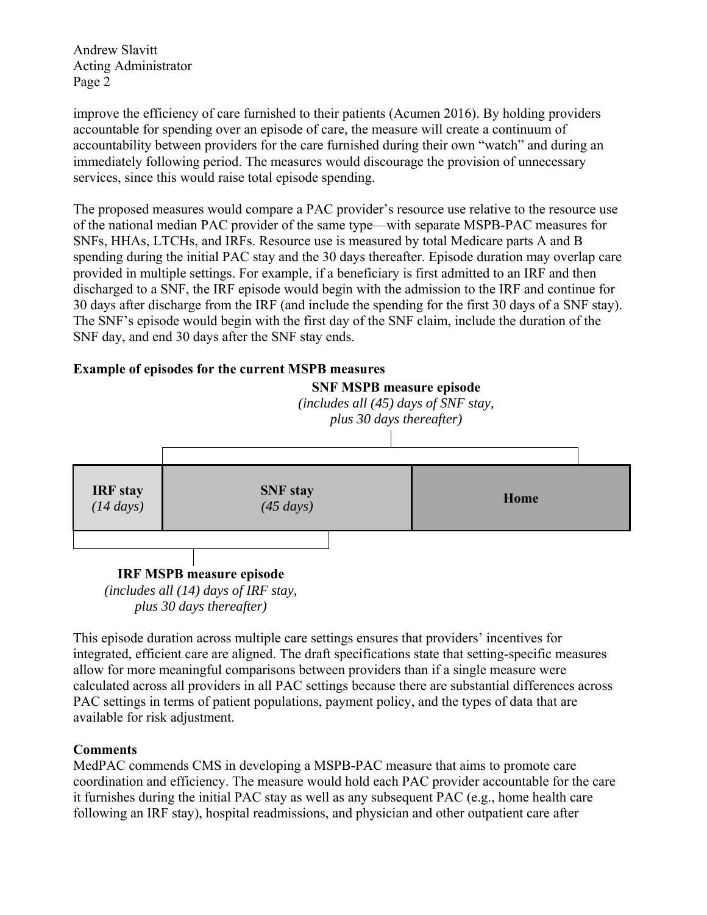improve the efficiency of care furnished to their patients (Acumen 2016). By holding providers accountable for spending over an episode of care, the measure will create a continuum of accountability between providers for the care furnished during their own "watch" and during an immediately following period. The measures would discourage the provision of unnecessary services, since this would raise total episode spending.

The proposed measures would compare a PAC provider's resource use relative to the resource use of the national median PAC provider of the same type—with separate MSPB-PAC measures for SNFs, HHAs, LTCHs, and IRFs. Resource use is measured by total Medicare parts A and B spending during the initial PAC stay and the 30 days thereafter. Episode duration may overlap care provided in multiple settings. For example, if a beneficiary is first admitted to an IRF and then discharged to a SNF, the IRF episode would begin with the admission to the IRF and continue for 30 days after discharge from the IRF (and include the spending for the first 30 days of a SNF stay). The SNF's episode would begin with the first day of the SNF claim, include the duration of the SNF day, and end 30 days after the SNF stay ends.

**Example of episodes for the current MSPB measures**

**SNF MSPB measure episode**
*(includes all (45) days of SNF stay, plus 30 days thereafter)*

| **IRF stay** *(14 days)* | **SNF stay** *(45 days)* | **Home** |
|---|---|---|

**IRF MSPB measure episode**
*(includes all (14) days of IRF stay, plus 30 days thereafter)*

This episode duration across multiple care settings ensures that providers' incentives for integrated, efficient care are aligned. The draft specifications state that setting-specific measures allow for more meaningful comparisons between providers than if a single measure were calculated across all providers in all PAC settings because there are substantial differences across PAC settings in terms of patient populations, payment policy, and the types of data that are available for risk adjustment.

**Comments**

MedPAC commends CMS in developing a MSPB-PAC measure that aims to promote care coordination and efficiency. The measure would hold each PAC provider accountable for the care it furnishes during the initial PAC stay as well as any subsequent PAC (e.g., home health care following an IRF stay), hospital readmissions, and physician and other outpatient care after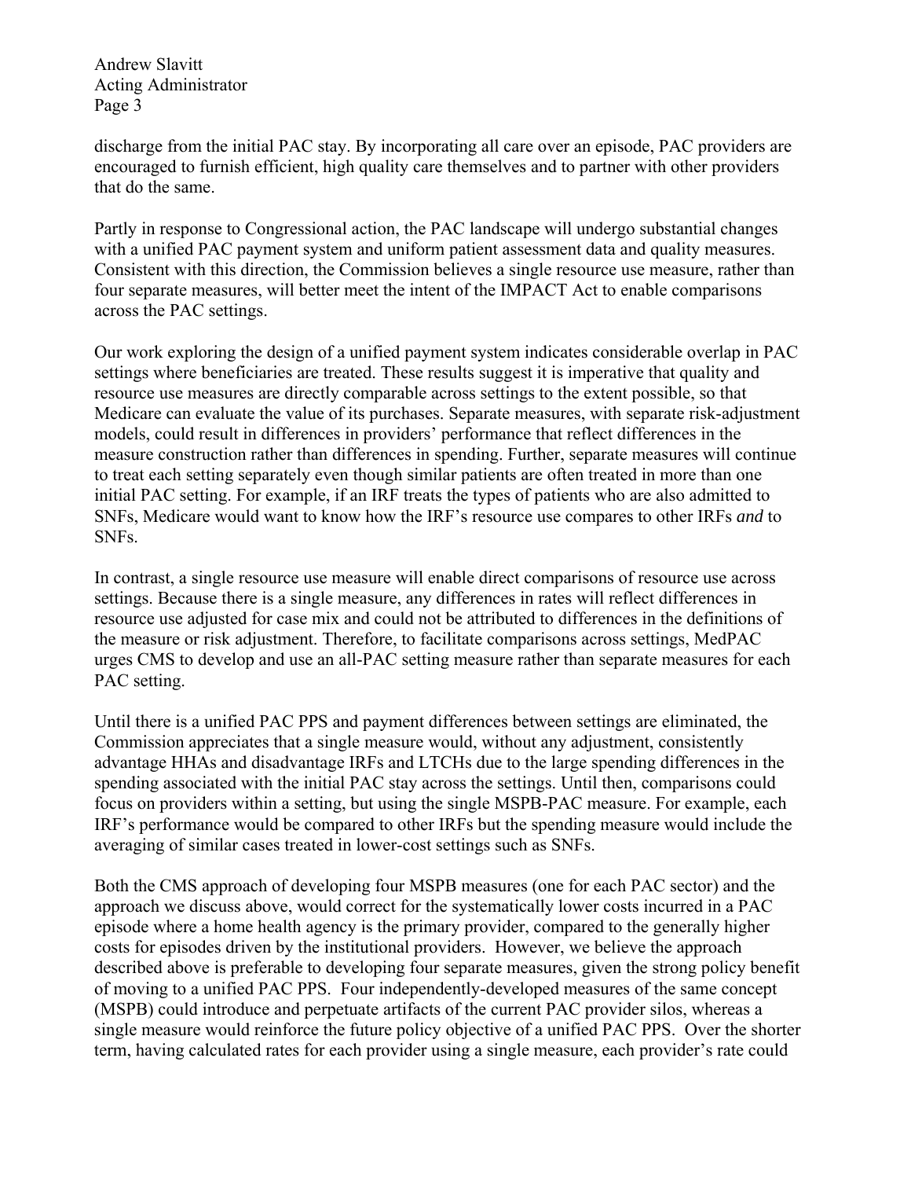discharge from the initial PAC stay. By incorporating all care over an episode, PAC providers are encouraged to furnish efficient, high quality care themselves and to partner with other providers that do the same.

Partly in response to Congressional action, the PAC landscape will undergo substantial changes with a unified PAC payment system and uniform patient assessment data and quality measures. Consistent with this direction, the Commission believes a single resource use measure, rather than four separate measures, will better meet the intent of the IMPACT Act to enable comparisons across the PAC settings.

Our work exploring the design of a unified payment system indicates considerable overlap in PAC settings where beneficiaries are treated. These results suggest it is imperative that quality and resource use measures are directly comparable across settings to the extent possible, so that Medicare can evaluate the value of its purchases. Separate measures, with separate risk-adjustment models, could result in differences in providers' performance that reflect differences in the measure construction rather than differences in spending. Further, separate measures will continue to treat each setting separately even though similar patients are often treated in more than one initial PAC setting. For example, if an IRF treats the types of patients who are also admitted to SNFs, Medicare would want to know how the IRF's resource use compares to other IRFs *and* to SNFs.

In contrast, a single resource use measure will enable direct comparisons of resource use across settings. Because there is a single measure, any differences in rates will reflect differences in resource use adjusted for case mix and could not be attributed to differences in the definitions of the measure or risk adjustment. Therefore, to facilitate comparisons across settings, MedPAC urges CMS to develop and use an all-PAC setting measure rather than separate measures for each PAC setting.

Until there is a unified PAC PPS and payment differences between settings are eliminated, the Commission appreciates that a single measure would, without any adjustment, consistently advantage HHAs and disadvantage IRFs and LTCHs due to the large spending differences in the spending associated with the initial PAC stay across the settings. Until then, comparisons could focus on providers within a setting, but using the single MSPB-PAC measure. For example, each IRF's performance would be compared to other IRFs but the spending measure would include the averaging of similar cases treated in lower-cost settings such as SNFs.

Both the CMS approach of developing four MSPB measures (one for each PAC sector) and the approach we discuss above, would correct for the systematically lower costs incurred in a PAC episode where a home health agency is the primary provider, compared to the generally higher costs for episodes driven by the institutional providers. However, we believe the approach described above is preferable to developing four separate measures, given the strong policy benefit of moving to a unified PAC PPS. Four independently-developed measures of the same concept (MSPB) could introduce and perpetuate artifacts of the current PAC provider silos, whereas a single measure would reinforce the future policy objective of a unified PAC PPS. Over the shorter term, having calculated rates for each provider using a single measure, each provider's rate could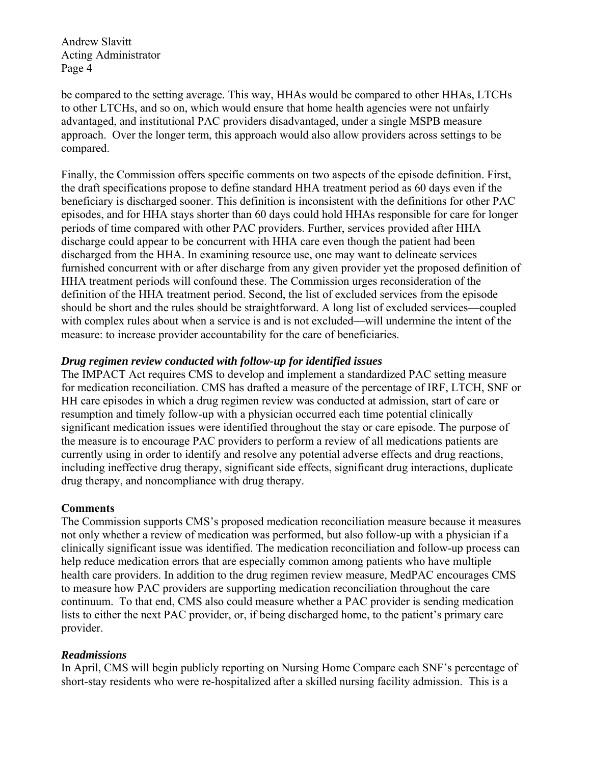be compared to the setting average. This way, HHAs would be compared to other HHAs, LTCHs to other LTCHs, and so on, which would ensure that home health agencies were not unfairly advantaged, and institutional PAC providers disadvantaged, under a single MSPB measure approach. Over the longer term, this approach would also allow providers across settings to be compared.

Finally, the Commission offers specific comments on two aspects of the episode definition. First, the draft specifications propose to define standard HHA treatment period as 60 days even if the beneficiary is discharged sooner. This definition is inconsistent with the definitions for other PAC episodes, and for HHA stays shorter than 60 days could hold HHAs responsible for care for longer periods of time compared with other PAC providers. Further, services provided after HHA discharge could appear to be concurrent with HHA care even though the patient had been discharged from the HHA. In examining resource use, one may want to delineate services furnished concurrent with or after discharge from any given provider yet the proposed definition of HHA treatment periods will confound these. The Commission urges reconsideration of the definition of the HHA treatment period. Second, the list of excluded services from the episode should be short and the rules should be straightforward. A long list of excluded services—coupled with complex rules about when a service is and is not excluded—will undermine the intent of the measure: to increase provider accountability for the care of beneficiaries.

***Drug regimen review conducted with follow-up for identified issues***

The IMPACT Act requires CMS to develop and implement a standardized PAC setting measure for medication reconciliation. CMS has drafted a measure of the percentage of IRF, LTCH, SNF or HH care episodes in which a drug regimen review was conducted at admission, start of care or resumption and timely follow-up with a physician occurred each time potential clinically significant medication issues were identified throughout the stay or care episode. The purpose of the measure is to encourage PAC providers to perform a review of all medications patients are currently using in order to identify and resolve any potential adverse effects and drug reactions, including ineffective drug therapy, significant side effects, significant drug interactions, duplicate drug therapy, and noncompliance with drug therapy.

**Comments**

The Commission supports CMS's proposed medication reconciliation measure because it measures not only whether a review of medication was performed, but also follow-up with a physician if a clinically significant issue was identified. The medication reconciliation and follow-up process can help reduce medication errors that are especially common among patients who have multiple health care providers. In addition to the drug regimen review measure, MedPAC encourages CMS to measure how PAC providers are supporting medication reconciliation throughout the care continuum. To that end, CMS also could measure whether a PAC provider is sending medication lists to either the next PAC provider, or, if being discharged home, to the patient's primary care provider.

***Readmissions***

In April, CMS will begin publicly reporting on Nursing Home Compare each SNF's percentage of short-stay residents who were re-hospitalized after a skilled nursing facility admission. This is a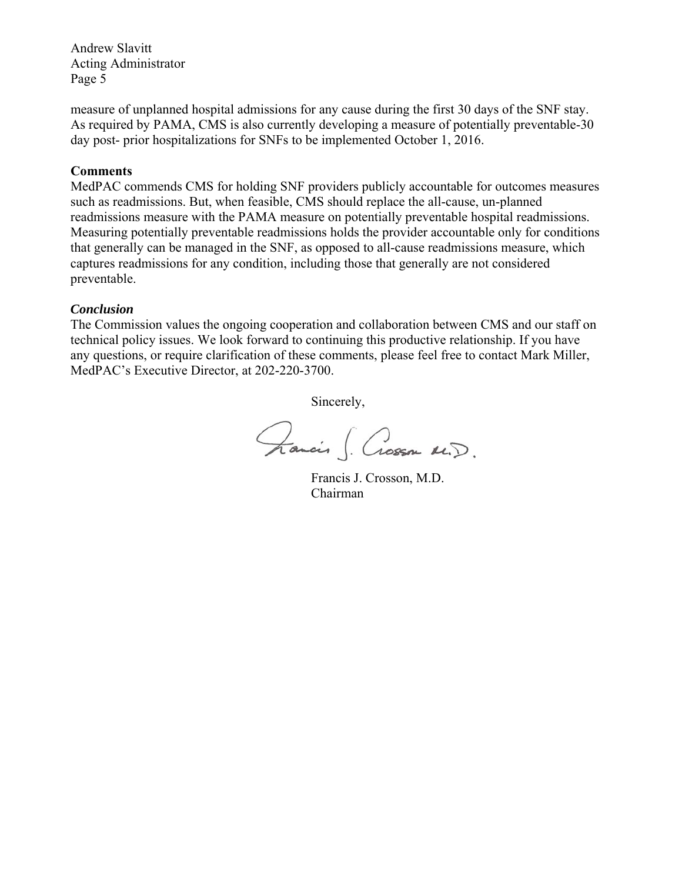measure of unplanned hospital admissions for any cause during the first 30 days of the SNF stay. As required by PAMA, CMS is also currently developing a measure of potentially preventable-30 day post- prior hospitalizations for SNFs to be implemented October 1, 2016.

**Comments**

MedPAC commends CMS for holding SNF providers publicly accountable for outcomes measures such as readmissions. But, when feasible, CMS should replace the all-cause, un-planned readmissions measure with the PAMA measure on potentially preventable hospital readmissions. Measuring potentially preventable readmissions holds the provider accountable only for conditions that generally can be managed in the SNF, as opposed to all-cause readmissions measure, which captures readmissions for any condition, including those that generally are not considered preventable.

***Conclusion***

The Commission values the ongoing cooperation and collaboration between CMS and our staff on technical policy issues. We look forward to continuing this productive relationship. If you have any questions, or require clarification of these comments, please feel free to contact Mark Miller, MedPAC's Executive Director, at 202-220-3700.

Sincerely,

Francis J. Crosson M.D.

Francis J. Crosson, M.D.
Chairman